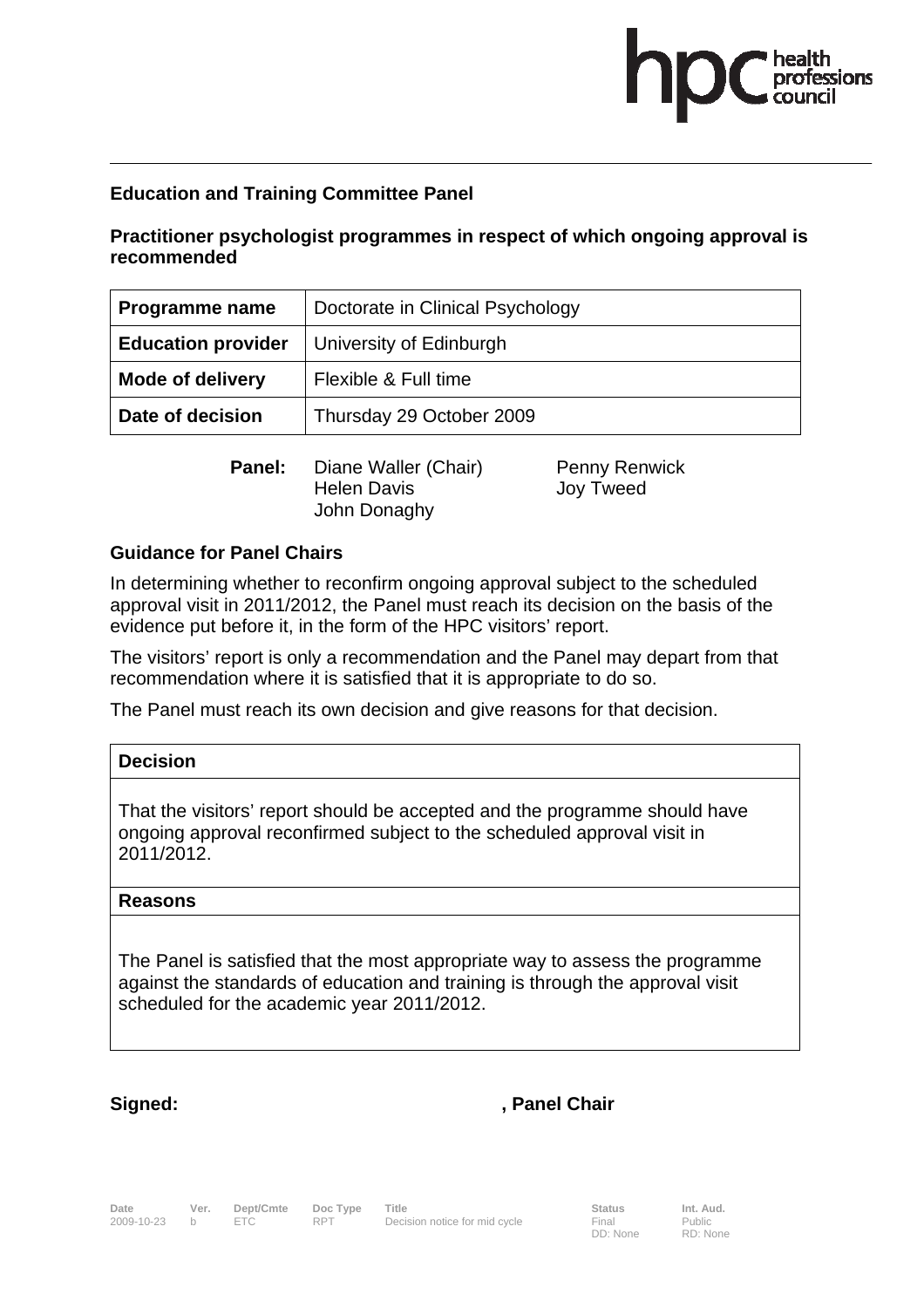**Education and Training Committee Panel**

**Practitioner psychologist programmes in respect of which ongoing approval is recommended**

| **Programme name** | Doctorate in Clinical Psychology |
|---|---|
| **Education provider** | University of Edinburgh |
| **Mode of delivery** | Flexible & Full time |
| **Date of decision** | Thursday 29 October 2009 |

**Panel:** Diane Waller (Chair), Helen Davis, John Donaghy, Penny Renwick, Joy Tweed

**Guidance for Panel Chairs**

In determining whether to reconfirm ongoing approval subject to the scheduled approval visit in 2011/2012, the Panel must reach its decision on the basis of the evidence put before it, in the form of the HPC visitors' report.

The visitors' report is only a recommendation and the Panel may depart from that recommendation where it is satisfied that it is appropriate to do so.

The Panel must reach its own decision and give reasons for that decision.

| **Decision** |
|---|
| That the visitors' report should be accepted and the programme should have ongoing approval reconfirmed subject to the scheduled approval visit in 2011/2012. |
| **Reasons** |
| The Panel is satisfied that the most appropriate way to assess the programme against the standards of education and training is through the approval visit scheduled for the academic year 2011/2012. |

**Signed:** , **Panel Chair**

| Date | Ver. | Dept/Cmte | Doc Type | Title | Status | Int. Aud. |
|---|---|---|---|---|---|---|
| 2009-10-23 | b | ETC | RPT | Decision notice for mid cycle | Final DD: None | Public RD: None |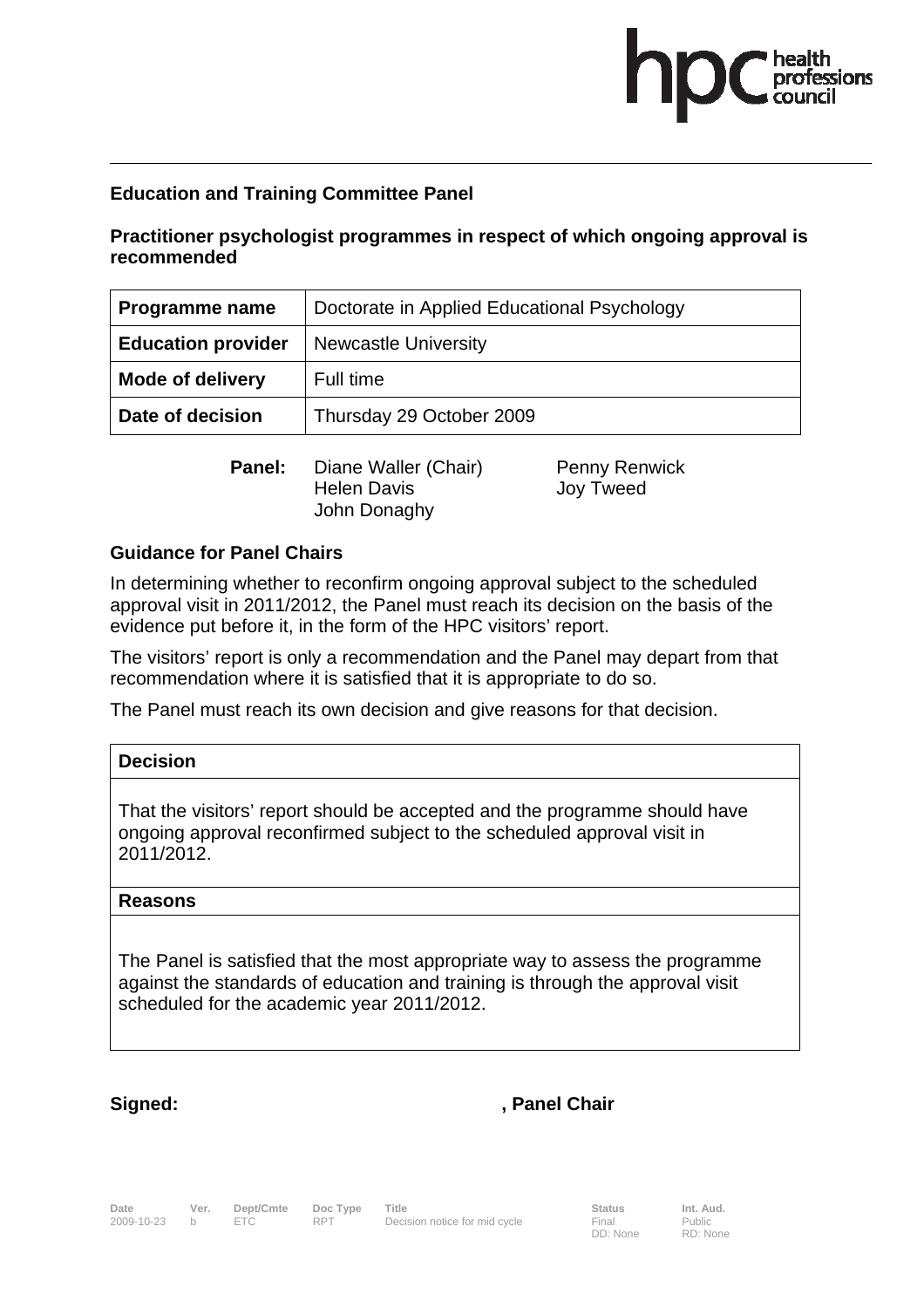**Education and Training Committee Panel**

**Practitioner psychologist programmes in respect of which ongoing approval is recommended**

| **Programme name** | Doctorate in Applied Educational Psychology |
|---|---|
| **Education provider** | Newcastle University |
| **Mode of delivery** | Full time |
| **Date of decision** | Thursday 29 October 2009 |

**Panel:** Diane Waller (Chair), Helen Davis, John Donaghy, Penny Renwick, Joy Tweed

**Guidance for Panel Chairs**

In determining whether to reconfirm ongoing approval subject to the scheduled approval visit in 2011/2012, the Panel must reach its decision on the basis of the evidence put before it, in the form of the HPC visitors' report.

The visitors' report is only a recommendation and the Panel may depart from that recommendation where it is satisfied that it is appropriate to do so.

The Panel must reach its own decision and give reasons for that decision.

| **Decision** |
|---|
| That the visitors' report should be accepted and the programme should have ongoing approval reconfirmed subject to the scheduled approval visit in 2011/2012. |
| **Reasons** |
| The Panel is satisfied that the most appropriate way to assess the programme against the standards of education and training is through the approval visit scheduled for the academic year 2011/2012. |

**Signed:** , **Panel Chair**

| Date | Ver. | Dept/Cmte | Doc Type | Title | Status | Int. Aud. |
|---|---|---|---|---|---|---|
| 2009-10-23 | b | ETC | RPT | Decision notice for mid cycle | Final DD: None | Public RD: None |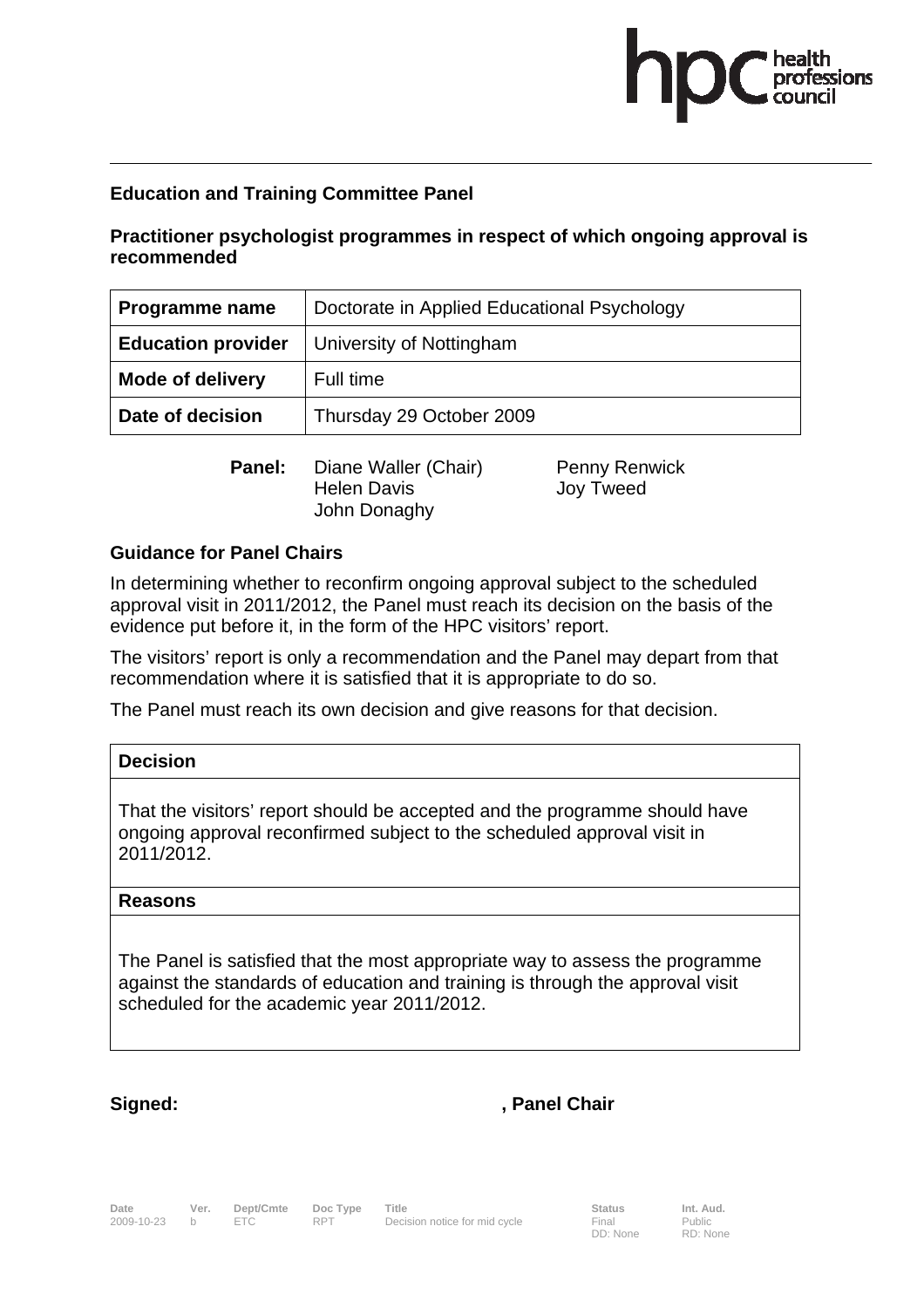## Education and Training Committee Panel

### Practitioner psychologist programmes in respect of which ongoing approval is recommended

| **Programme name** | Doctorate in Applied Educational Psychology |
|---|---|
| **Education provider** | University of Nottingham |
| **Mode of delivery** | Full time |
| **Date of decision** | Thursday 29 October 2009 |

**Panel:** Diane Waller (Chair), Helen Davis, John Donaghy, Penny Renwick, Joy Tweed

### Guidance for Panel Chairs

In determining whether to reconfirm ongoing approval subject to the scheduled approval visit in 2011/2012, the Panel must reach its decision on the basis of the evidence put before it, in the form of the HPC visitors' report.

The visitors' report is only a recommendation and the Panel may depart from that recommendation where it is satisfied that it is appropriate to do so.

The Panel must reach its own decision and give reasons for that decision.

| **Decision** |
|---|
| That the visitors' report should be accepted and the programme should have ongoing approval reconfirmed subject to the scheduled approval visit in 2011/2012. |
| **Reasons** |
| The Panel is satisfied that the most appropriate way to assess the programme against the standards of education and training is through the approval visit scheduled for the academic year 2011/2012. |

**Signed:** , **Panel Chair**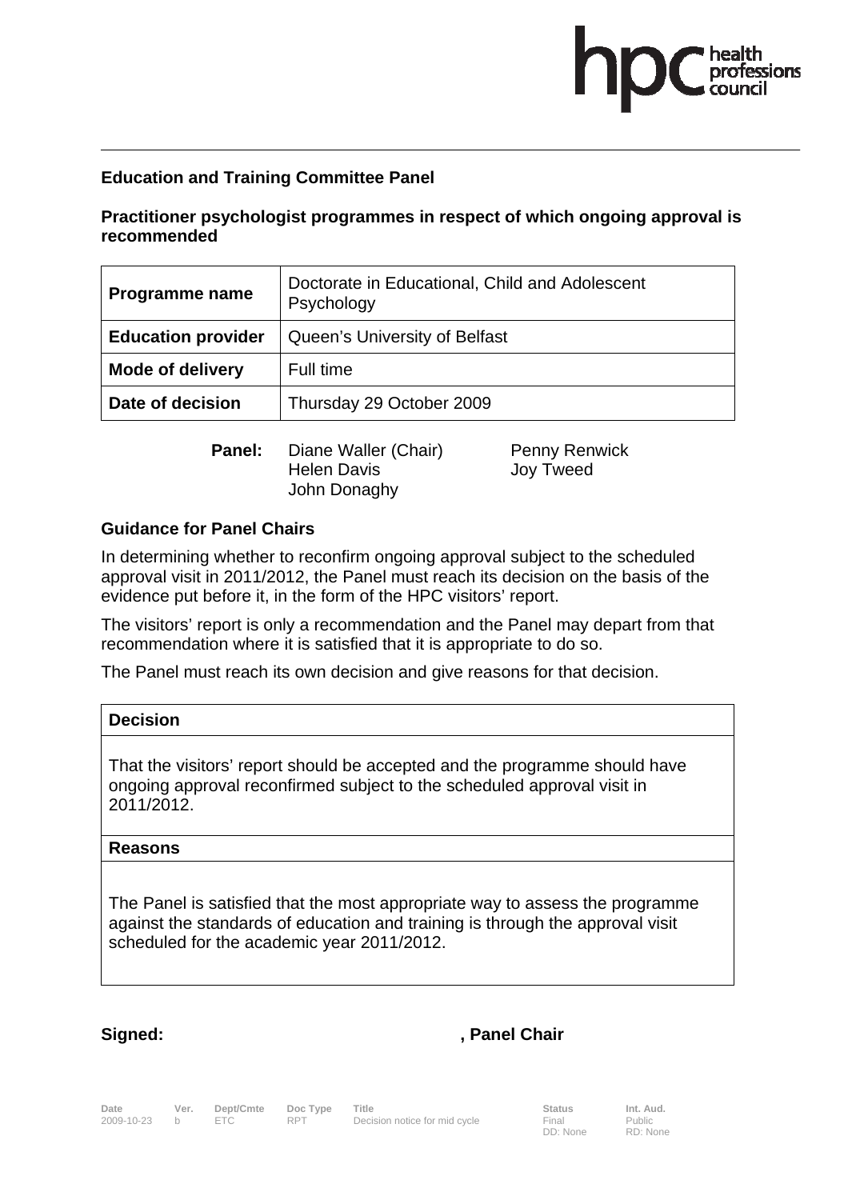## Education and Training Committee Panel

### Practitioner psychologist programmes in respect of which ongoing approval is recommended

| | |
|---|---|
| **Programme name** | Doctorate in Educational, Child and Adolescent Psychology |
| **Education provider** | Queen's University of Belfast |
| **Mode of delivery** | Full time |
| **Date of decision** | Thursday 29 October 2009 |

**Panel:** Diane Waller (Chair), Helen Davis, John Donaghy, Penny Renwick, Joy Tweed

### Guidance for Panel Chairs

In determining whether to reconfirm ongoing approval subject to the scheduled approval visit in 2011/2012, the Panel must reach its decision on the basis of the evidence put before it, in the form of the HPC visitors' report.

The visitors' report is only a recommendation and the Panel may depart from that recommendation where it is satisfied that it is appropriate to do so.

The Panel must reach its own decision and give reasons for that decision.

| **Decision** |
|---|
| That the visitors' report should be accepted and the programme should have ongoing approval reconfirmed subject to the scheduled approval visit in 2011/2012. |
| **Reasons** |
| The Panel is satisfied that the most appropriate way to assess the programme against the standards of education and training is through the approval visit scheduled for the academic year 2011/2012. |

**Signed:** , **Panel Chair**

| Date | Ver. | Dept/Cmte | Doc Type | Title | Status | Int. Aud. |
|---|---|---|---|---|---|---|
| 2009-10-23 | b | ETC | RPT | Decision notice for mid cycle | Final<br>DD: None | Public<br>RD: None |